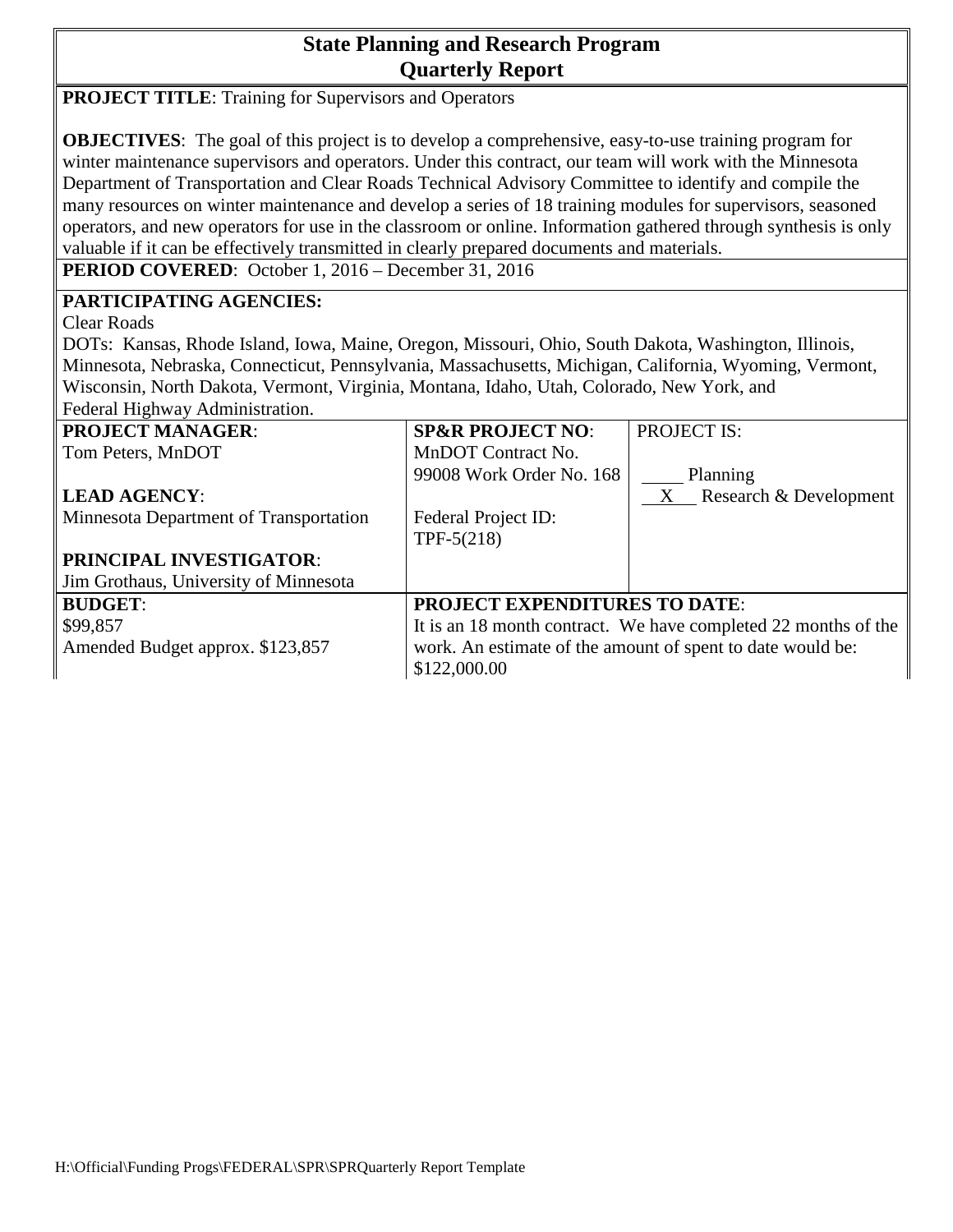# State Planning and Research Program
## Quarterly Report

**PROJECT TITLE**: Training for Supervisors and Operators

**OBJECTIVES**: The goal of this project is to develop a comprehensive, easy-to-use training program for winter maintenance supervisors and operators. Under this contract, our team will work with the Minnesota Department of Transportation and Clear Roads Technical Advisory Committee to identify and compile the many resources on winter maintenance and develop a series of 18 training modules for supervisors, seasoned operators, and new operators for use in the classroom or online. Information gathered through synthesis is only valuable if it can be effectively transmitted in clearly prepared documents and materials.

**PERIOD COVERED**: October 1, 2016 – December 31, 2016

**PARTICIPATING AGENCIES:**

Clear Roads

DOTs: Kansas, Rhode Island, Iowa, Maine, Oregon, Missouri, Ohio, South Dakota, Washington, Illinois, Minnesota, Nebraska, Connecticut, Pennsylvania, Massachusetts, Michigan, California, Wyoming, Vermont, Wisconsin, North Dakota, Vermont, Virginia, Montana, Idaho, Utah, Colorado, New York, and Federal Highway Administration.

| **PROJECT MANAGER**:<br>Tom Peters, MnDOT<br><br>**LEAD AGENCY**:<br>Minnesota Department of Transportation<br><br>**PRINCIPAL INVESTIGATOR**:<br>Jim Grothaus, University of Minnesota | **SP&R PROJECT NO**:<br>MnDOT Contract No. 99008 Work Order No. 168<br><br>Federal Project ID:<br>TPF-5(218) | PROJECT IS:<br><br>____ Planning<br>__X__ Research & Development |
|---|---|---|
| **BUDGET**:<br>$99,857<br>Amended Budget approx. $123,857 | **PROJECT EXPENDITURES TO DATE**:<br>It is an 18 month contract. We have completed 22 months of the work. An estimate of the amount of spent to date would be: $122,000.00 | |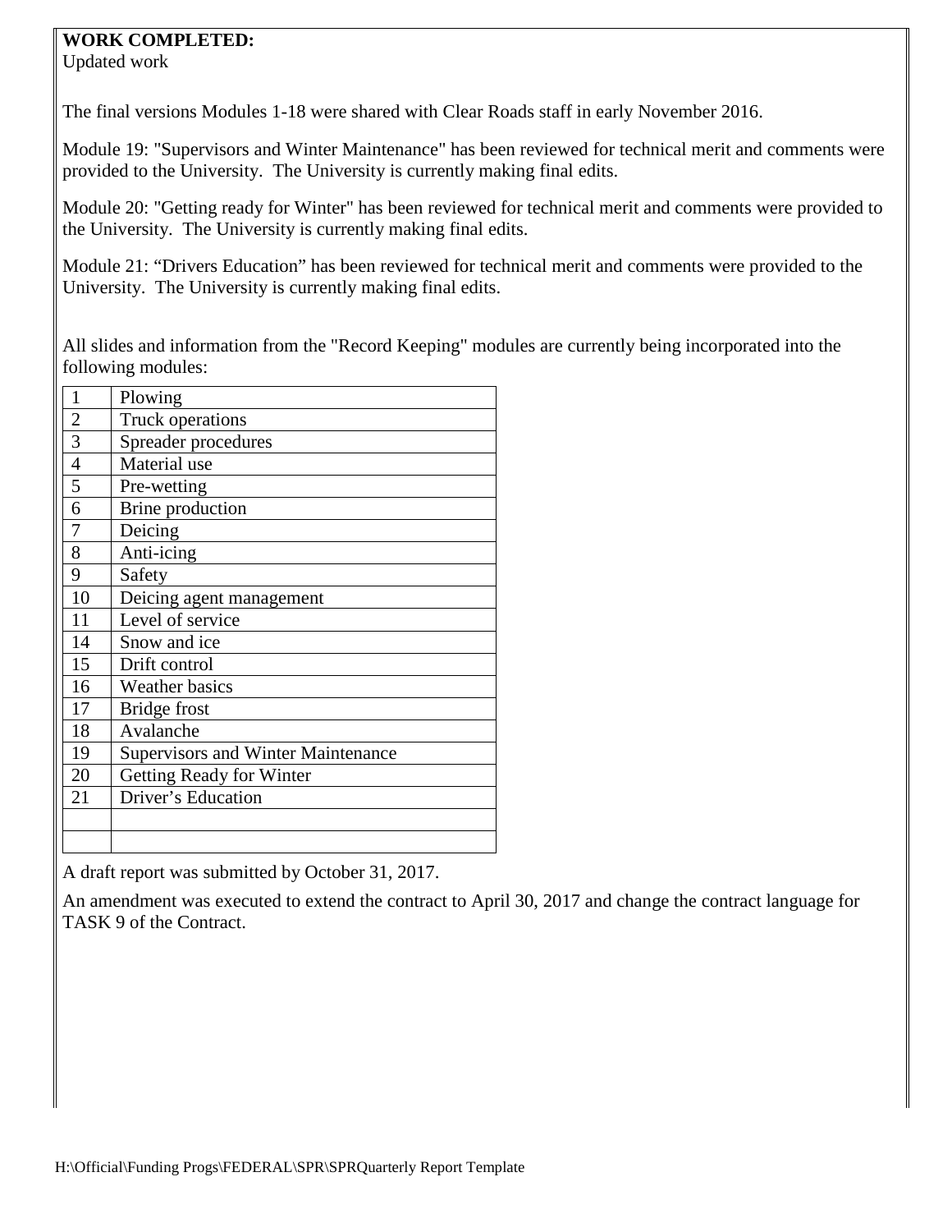**WORK COMPLETED:**
Updated work

The final versions Modules 1-18 were shared with Clear Roads staff in early November 2016.

Module 19: "Supervisors and Winter Maintenance" has been reviewed for technical merit and comments were provided to the University. The University is currently making final edits.

Module 20: "Getting ready for Winter" has been reviewed for technical merit and comments were provided to the University. The University is currently making final edits.

Module 21: "Drivers Education" has been reviewed for technical merit and comments were provided to the University. The University is currently making final edits.

All slides and information from the "Record Keeping" modules are currently being incorporated into the following modules:

| | |
|---|---|
| 1 | Plowing |
| 2 | Truck operations |
| 3 | Spreader procedures |
| 4 | Material use |
| 5 | Pre-wetting |
| 6 | Brine production |
| 7 | Deicing |
| 8 | Anti-icing |
| 9 | Safety |
| 10 | Deicing agent management |
| 11 | Level of service |
| 14 | Snow and ice |
| 15 | Drift control |
| 16 | Weather basics |
| 17 | Bridge frost |
| 18 | Avalanche |
| 19 | Supervisors and Winter Maintenance |
| 20 | Getting Ready for Winter |
| 21 | Driver's Education |
| | |
| | |

A draft report was submitted by October 31, 2017.

An amendment was executed to extend the contract to April 30, 2017 and change the contract language for TASK 9 of the Contract.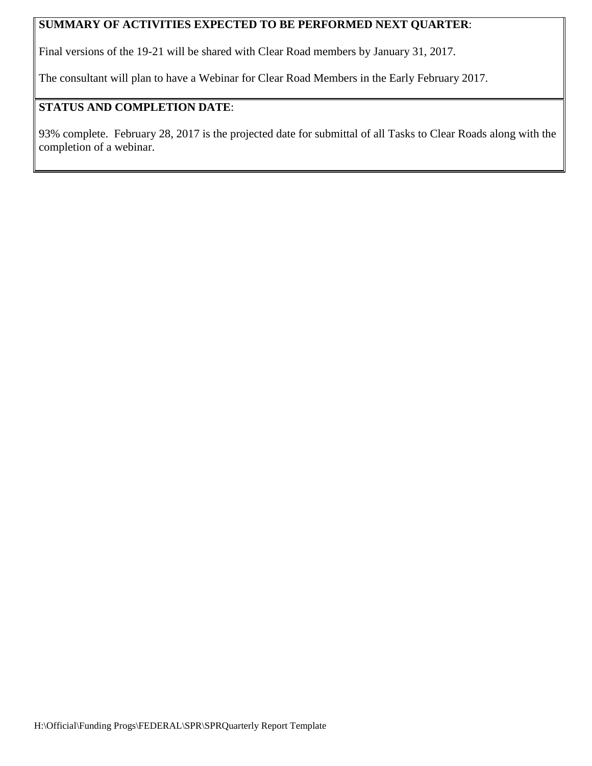**SUMMARY OF ACTIVITIES EXPECTED TO BE PERFORMED NEXT QUARTER**:

Final versions of the 19-21 will be shared with Clear Road members by January 31, 2017.

The consultant will plan to have a Webinar for Clear Road Members in the Early February 2017.

**STATUS AND COMPLETION DATE**:

93% complete. February 28, 2017 is the projected date for submittal of all Tasks to Clear Roads along with the completion of a webinar.